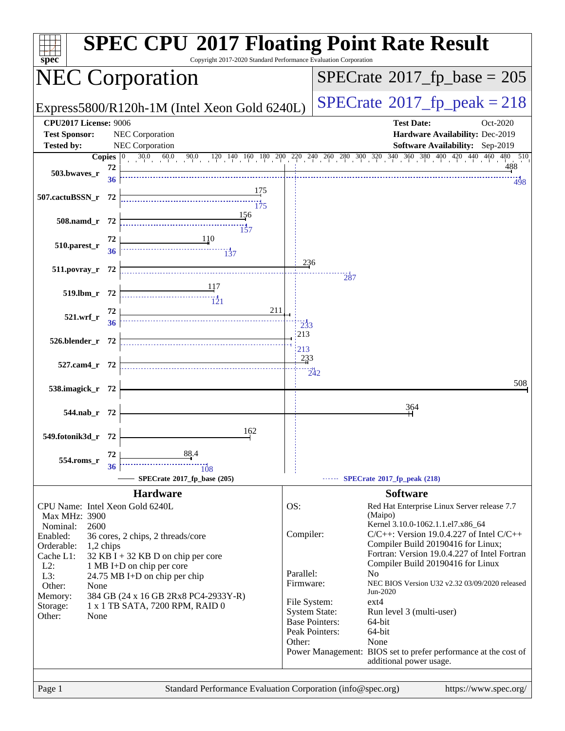# SPEC CPU 2017 Floating Point Rate Result

Copyright 2017-2020 Standard Performance Evaluation Corporation

## NEC Corporation

Express5800/R120h-1M (Intel Xeon Gold 6240L)

**SPECrate 2017_fp_base = 205**

**SPECrate 2017_fp_peak = 218**

| | | | |
|---|---|---|---|
| **CPU2017 License:** | 9006 | **Test Date:** | Oct-2020 |
| **Test Sponsor:** | NEC Corporation | **Hardware Availability:** | Dec-2019 |
| **Tested by:** | NEC Corporation | **Software Availability:** | Sep-2019 |

| Benchmark | Copies (base) | Base | Copies (peak) | Peak |
|---|---|---|---|---|
| 503.bwaves_r | 72 | 488 | 36 | 498 |
| 507.cactuBSSN_r | 72 | 175 | 72 | 175 |
| 508.namd_r | 72 | 156 | 72 | 157 |
| 510.parest_r | 72 | 110 | 36 | 137 |
| 511.povray_r | 72 | 236 | 72 | 287 |
| 519.lbm_r | 72 | 117 | 72 | 121 |
| 521.wrf_r | 72 | 211 | 36 | 233 |
| 526.blender_r | 72 | 213 | 72 | 213 |
| 527.cam4_r | 72 | 233 | 72 | 242 |
| 538.imagick_r | 72 | 508 | 72 | |
| 544.nab_r | 72 | 364 | 72 | |
| 549.fotonik3d_r | 72 | 162 | 72 | |
| 554.roms_r | 72 | 88.4 | 36 | 108 |

SPECrate 2017_fp_base (205) — SPECrate 2017_fp_peak (218)

### Hardware

| | |
|---|---|
| CPU Name: | Intel Xeon Gold 6240L |
| Max MHz: | 3900 |
| Nominal: | 2600 |
| Enabled: | 36 cores, 2 chips, 2 threads/core |
| Orderable: | 1,2 chips |
| Cache L1: | 32 KB I + 32 KB D on chip per core |
| L2: | 1 MB I+D on chip per core |
| L3: | 24.75 MB I+D on chip per chip |
| Other: | None |
| Memory: | 384 GB (24 x 16 GB 2Rx8 PC4-2933Y-R) |
| Storage: | 1 x 1 TB SATA, 7200 RPM, RAID 0 |
| Other: | None |

### Software

| | |
|---|---|
| OS: | Red Hat Enterprise Linux Server release 7.7 (Maipo) Kernel 3.10.0-1062.1.1.el7.x86_64 |
| Compiler: | C/C++: Version 19.0.4.227 of Intel C/C++ Compiler Build 20190416 for Linux; Fortran: Version 19.0.4.227 of Intel Fortran Compiler Build 20190416 for Linux |
| Parallel: | No |
| Firmware: | NEC BIOS Version U32 v2.32 03/09/2020 released Jun-2020 |
| File System: | ext4 |
| System State: | Run level 3 (multi-user) |
| Base Pointers: | 64-bit |
| Peak Pointers: | 64-bit |
| Other: | None |
| Power Management: | BIOS set to prefer performance at the cost of additional power usage. |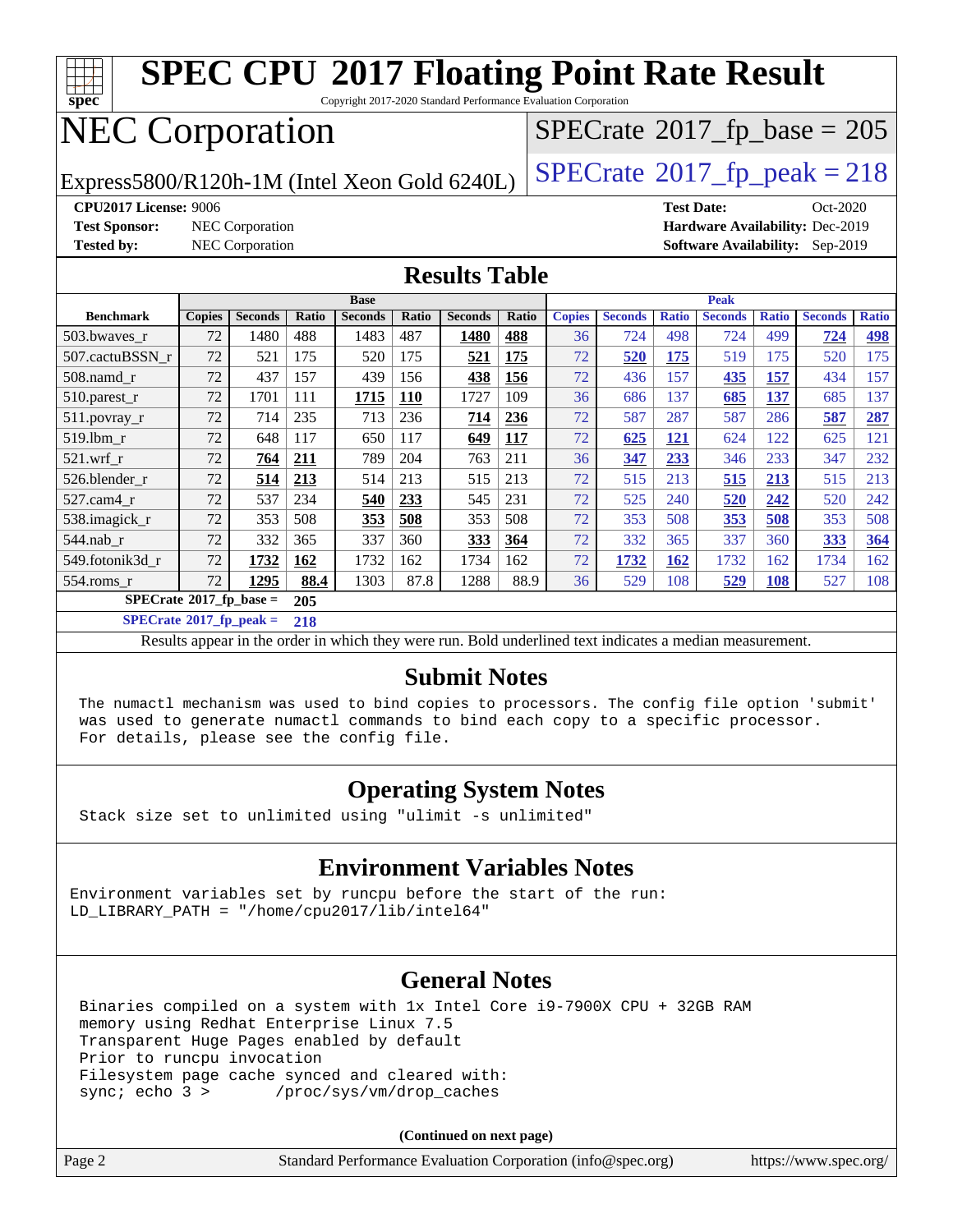# SPEC CPU 2017 Floating Point Rate Result

Copyright 2017-2020 Standard Performance Evaluation Corporation

## NEC Corporation

Express5800/R120h-1M (Intel Xeon Gold 6240L)

SPECrate 2017_fp_base = 205

SPECrate 2017_fp_peak = 218

**CPU2017 License:** 9006
**Test Sponsor:** NEC Corporation
**Tested by:** NEC Corporation
**Test Date:** Oct-2020
**Hardware Availability:** Dec-2019
**Software Availability:** Sep-2019

## Results Table

| Benchmark | Base | | | | | | | Peak | | | | | | |
|---|---|---|---|---|---|---|---|---|---|---|---|---|---|---|
| | Copies | Seconds | Ratio | Seconds | Ratio | Seconds | Ratio | Copies | Seconds | Ratio | Seconds | Ratio | Seconds | Ratio |
| 503.bwaves_r | 72 | 1480 | 488 | 1483 | 487 | **1480** | **488** | 36 | 724 | 498 | 724 | 499 | **724** | **498** |
| 507.cactuBSSN_r | 72 | 521 | 175 | 520 | 175 | **521** | **175** | 72 | **520** | **175** | 519 | 175 | 520 | 175 |
| 508.namd_r | 72 | 437 | 157 | 439 | 156 | **438** | **156** | 72 | 436 | 157 | **435** | **157** | 434 | 157 |
| 510.parest_r | 72 | 1701 | 111 | **1715** | **110** | 1727 | 109 | 36 | 686 | 137 | **685** | **137** | 685 | 137 |
| 511.povray_r | 72 | 714 | 235 | 713 | 236 | **714** | **236** | 72 | 587 | 287 | 587 | 286 | **587** | **287** |
| 519.lbm_r | 72 | 648 | 117 | 650 | 117 | **649** | **117** | 72 | **625** | **121** | 624 | 122 | 625 | 121 |
| 521.wrf_r | 72 | **764** | **211** | 789 | 204 | 763 | 211 | 36 | **347** | **233** | 346 | 233 | 347 | 232 |
| 526.blender_r | 72 | **514** | **213** | 514 | 213 | 515 | 213 | 72 | 515 | 213 | **515** | **213** | 515 | 213 |
| 527.cam4_r | 72 | 537 | 234 | **540** | **233** | 545 | 231 | 72 | 525 | 240 | **520** | **242** | 520 | 242 |
| 538.imagick_r | 72 | 353 | 508 | **353** | **508** | 353 | 508 | 72 | 353 | 508 | **353** | **508** | 353 | 508 |
| 544.nab_r | 72 | 332 | 365 | 337 | 360 | **333** | **364** | 72 | 332 | 365 | 337 | 360 | **333** | **364** |
| 549.fotonik3d_r | 72 | **1732** | **162** | 1732 | 162 | 1734 | 162 | 72 | **1732** | **162** | 1732 | 162 | 1734 | 162 |
| 554.roms_r | 72 | **1295** | **88.4** | 1303 | 87.8 | 1288 | 88.9 | 36 | 529 | 108 | **529** | **108** | 527 | 108 |

**SPECrate 2017_fp_base = 205**

**SPECrate 2017_fp_peak = 218**

Results appear in the order in which they were run. Bold underlined text indicates a median measurement.

## Submit Notes

```
The numactl mechanism was used to bind copies to processors. The config file option 'submit'
was used to generate numactl commands to bind each copy to a specific processor.
For details, please see the config file.
```

## Operating System Notes

```
Stack size set to unlimited using "ulimit -s unlimited"
```

## Environment Variables Notes

```
Environment variables set by runcpu before the start of the run:
LD_LIBRARY_PATH = "/home/cpu2017/lib/intel64"
```

## General Notes

```
Binaries compiled on a system with 1x Intel Core i9-7900X CPU + 32GB RAM
memory using Redhat Enterprise Linux 7.5
Transparent Huge Pages enabled by default
Prior to runcpu invocation
Filesystem page cache synced and cleared with:
sync; echo 3 >       /proc/sys/vm/drop_caches
```

**(Continued on next page)**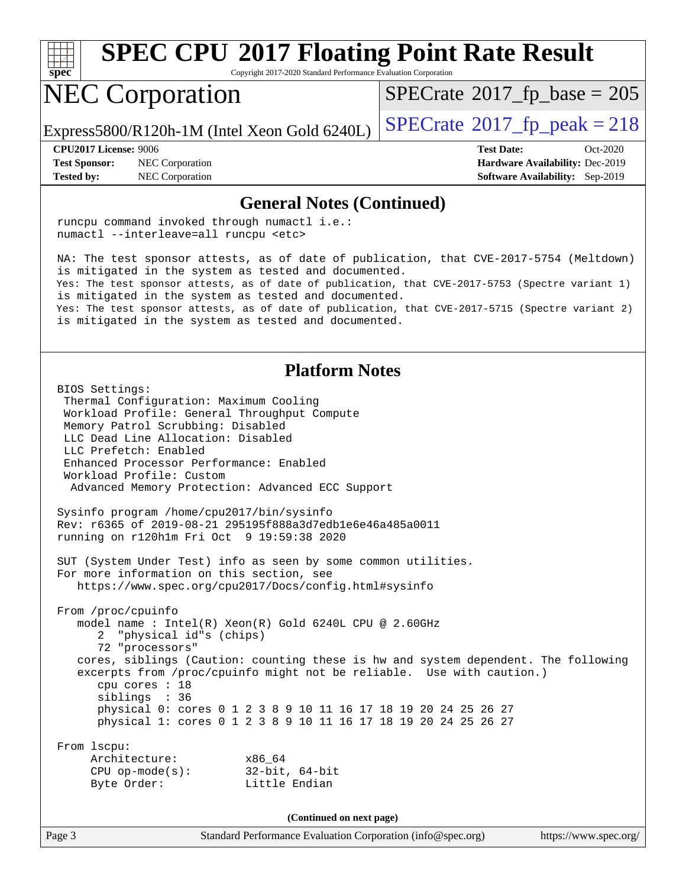## General Notes (Continued)

```
runcpu command invoked through numactl i.e.:
numactl --interleave=all runcpu <etc>

NA: The test sponsor attests, as of date of publication, that CVE-2017-5754 (Meltdown)
is mitigated in the system as tested and documented.
Yes: The test sponsor attests, as of date of publication, that CVE-2017-5753 (Spectre variant 1)
is mitigated in the system as tested and documented.
Yes: The test sponsor attests, as of date of publication, that CVE-2017-5715 (Spectre variant 2)
is mitigated in the system as tested and documented.
```

## Platform Notes

```
BIOS Settings:
 Thermal Configuration: Maximum Cooling
 Workload Profile: General Throughput Compute
 Memory Patrol Scrubbing: Disabled
 LLC Dead Line Allocation: Disabled
 LLC Prefetch: Enabled
 Enhanced Processor Performance: Enabled
 Workload Profile: Custom
  Advanced Memory Protection: Advanced ECC Support

Sysinfo program /home/cpu2017/bin/sysinfo
Rev: r6365 of 2019-08-21 295195f888a3d7edb1e6e46a485a0011
running on r120h1m Fri Oct  9 19:59:38 2020

SUT (System Under Test) info as seen by some common utilities.
For more information on this section, see
   https://www.spec.org/cpu2017/Docs/config.html#sysinfo

From /proc/cpuinfo
   model name : Intel(R) Xeon(R) Gold 6240L CPU @ 2.60GHz
      2  "physical id"s (chips)
      72 "processors"
   cores, siblings (Caution: counting these is hw and system dependent. The following
   excerpts from /proc/cpuinfo might not be reliable.  Use with caution.)
      cpu cores : 18
      siblings  : 36
      physical 0: cores 0 1 2 3 8 9 10 11 16 17 18 19 20 24 25 26 27
      physical 1: cores 0 1 2 3 8 9 10 11 16 17 18 19 20 24 25 26 27

From lscpu:
     Architecture:          x86_64
     CPU op-mode(s):        32-bit, 64-bit
     Byte Order:            Little Endian
```

(Continued on next page)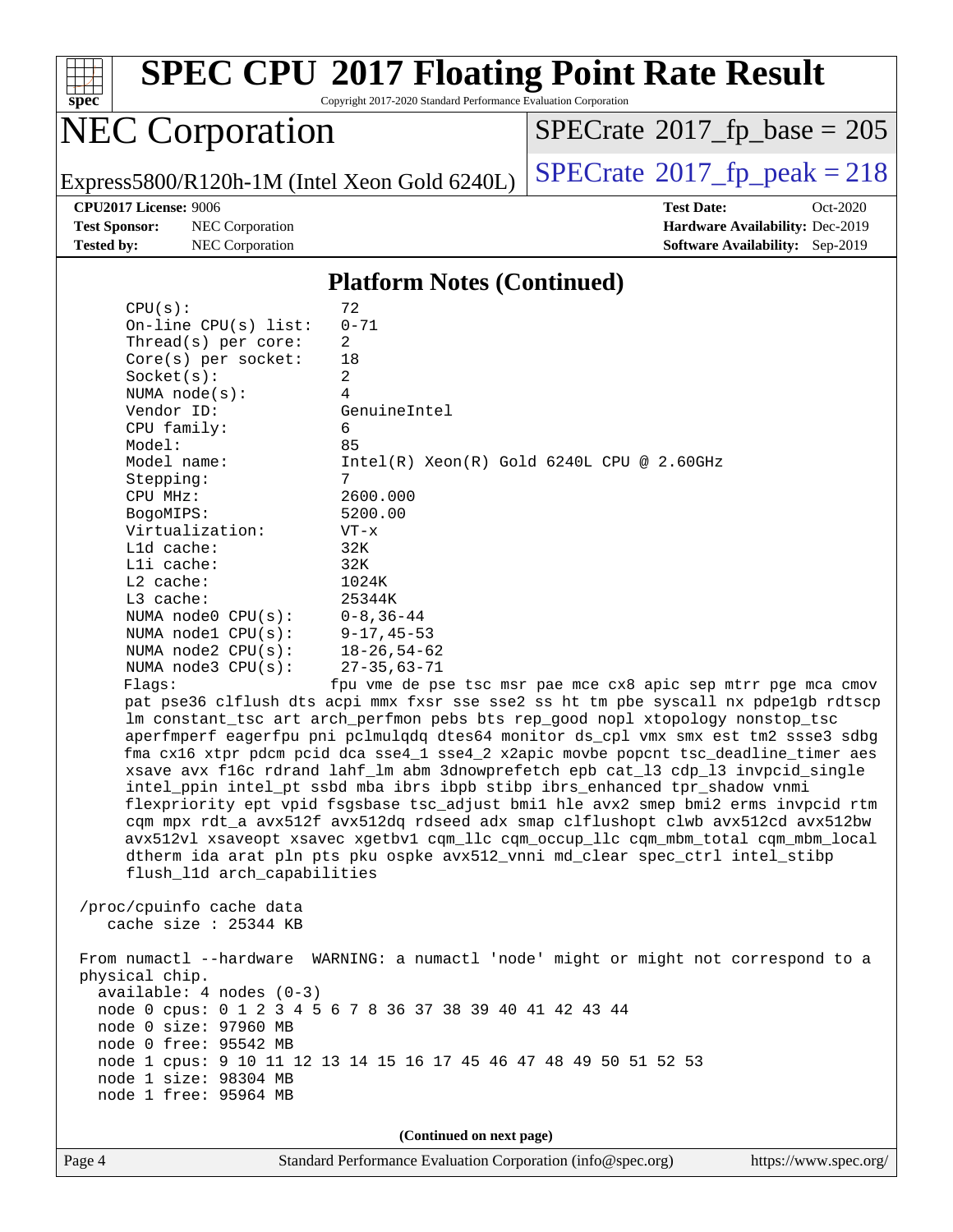# SPEC CPU 2017 Floating Point Rate Result

Copyright 2017-2020 Standard Performance Evaluation Corporation

## NEC Corporation

Express5800/R120h-1M (Intel Xeon Gold 6240L)

SPECrate 2017_fp_base = 205

SPECrate 2017_fp_peak = 218

**CPU2017 License:** 9006
**Test Sponsor:** NEC Corporation
**Tested by:** NEC Corporation

**Test Date:** Oct-2020
**Hardware Availability:** Dec-2019
**Software Availability:** Sep-2019

### Platform Notes (Continued)

```
     CPU(s):                72
     On-line CPU(s) list:   0-71
     Thread(s) per core:    2
     Core(s) per socket:    18
     Socket(s):             2
     NUMA node(s):          4
     Vendor ID:             GenuineIntel
     CPU family:            6
     Model:                 85
     Model name:            Intel(R) Xeon(R) Gold 6240L CPU @ 2.60GHz
     Stepping:              7
     CPU MHz:               2600.000
     BogoMIPS:              5200.00
     Virtualization:        VT-x
     L1d cache:             32K
     L1i cache:             32K
     L2 cache:              1024K
     L3 cache:              25344K
     NUMA node0 CPU(s):     0-8,36-44
     NUMA node1 CPU(s):     9-17,45-53
     NUMA node2 CPU(s):     18-26,54-62
     NUMA node3 CPU(s):     27-35,63-71
     Flags:                fpu vme de pse tsc msr pae mce cx8 apic sep mtrr pge mca cmov
     pat pse36 clflush dts acpi mmx fxsr sse sse2 ss ht tm pbe syscall nx pdpe1gb rdtscp
     lm constant_tsc art arch_perfmon pebs bts rep_good nopl xtopology nonstop_tsc
     aperfmperf eagerfpu pni pclmulqdq dtes64 monitor ds_cpl vmx smx est tm2 ssse3 sdbg
     fma cx16 xtpr pdcm pcid dca sse4_1 sse4_2 x2apic movbe popcnt tsc_deadline_timer aes
     xsave avx f16c rdrand lahf_lm abm 3dnowprefetch epb cat_l3 cdp_l3 invpcid_single
     intel_ppin intel_pt ssbd mba ibrs ibpb stibp ibrs_enhanced tpr_shadow vnmi
     flexpriority ept vpid fsgsbase tsc_adjust bmi1 hle avx2 smep bmi2 erms invpcid rtm
     cqm mpx rdt_a avx512f avx512dq rdseed adx smap clflushopt clwb avx512cd avx512bw
     avx512vl xsaveopt xsavec xgetbv1 cqm_llc cqm_occup_llc cqm_mbm_total cqm_mbm_local
     dtherm ida arat pln pts pku ospke avx512_vnni md_clear spec_ctrl intel_stibp
     flush_l1d arch_capabilities

 /proc/cpuinfo cache data
    cache size : 25344 KB

 From numactl --hardware  WARNING: a numactl 'node' might or might not correspond to a
 physical chip.
   available: 4 nodes (0-3)
   node 0 cpus: 0 1 2 3 4 5 6 7 8 36 37 38 39 40 41 42 43 44
   node 0 size: 97960 MB
   node 0 free: 95542 MB
   node 1 cpus: 9 10 11 12 13 14 15 16 17 45 46 47 48 49 50 51 52 53
   node 1 size: 98304 MB
   node 1 free: 95964 MB
```

(Continued on next page)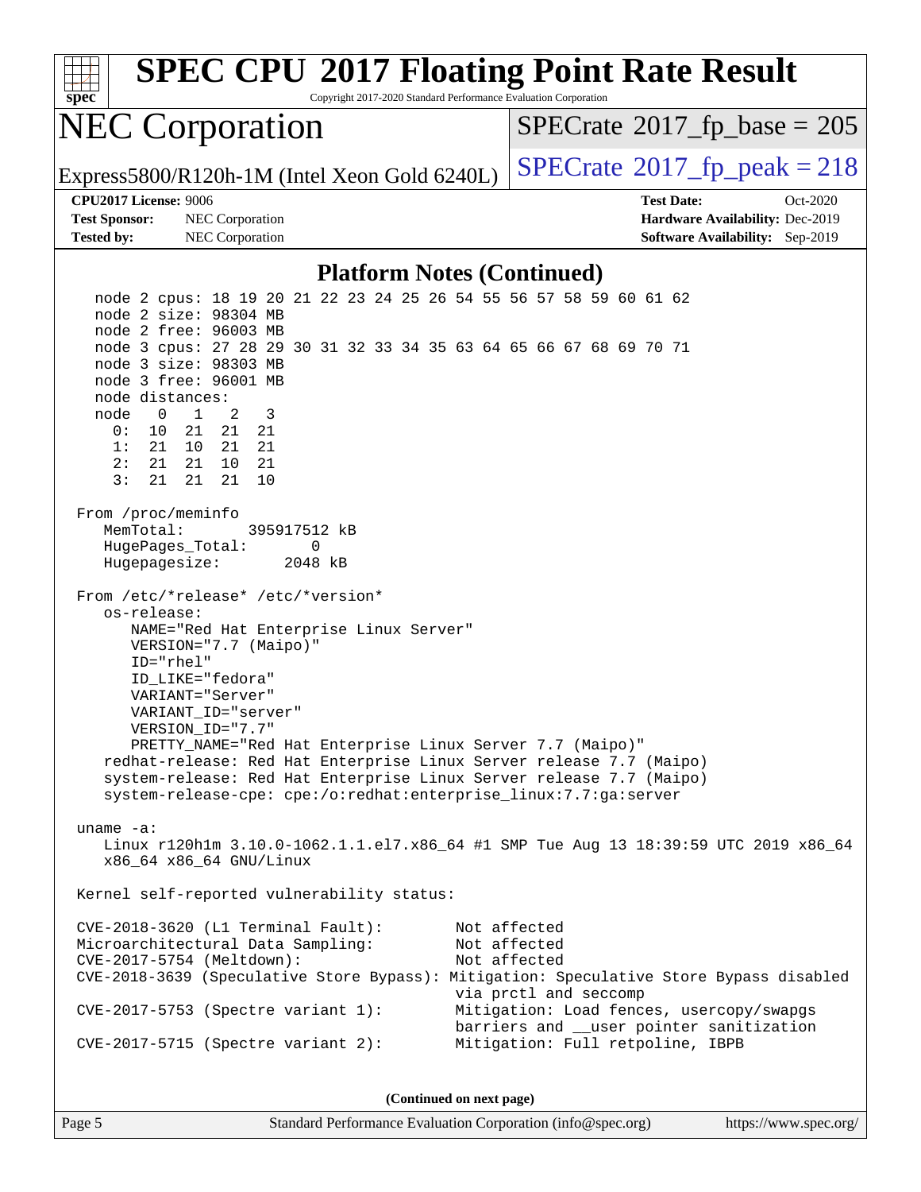# SPEC CPU 2017 Floating Point Rate Result

Copyright 2017-2020 Standard Performance Evaluation Corporation

## NEC Corporation

Express5800/R120h-1M (Intel Xeon Gold 6240L)

SPECrate 2017_fp_base = 205

SPECrate 2017_fp_peak = 218

**CPU2017 License:** 9006
**Test Sponsor:** NEC Corporation
**Tested by:** NEC Corporation

**Test Date:** Oct-2020
**Hardware Availability:** Dec-2019
**Software Availability:** Sep-2019

### Platform Notes (Continued)

```
    node 2 cpus: 18 19 20 21 22 23 24 25 26 54 55 56 57 58 59 60 61 62
    node 2 size: 98304 MB
    node 2 free: 96003 MB
    node 3 cpus: 27 28 29 30 31 32 33 34 35 63 64 65 66 67 68 69 70 71
    node 3 size: 98303 MB
    node 3 free: 96001 MB
    node distances:
    node   0   1   2   3
      0:  10  21  21  21
      1:  21  10  21  21
      2:  21  21  10  21
      3:  21  21  21  10

 From /proc/meminfo
    MemTotal:       395917512 kB
    HugePages_Total:        0
    Hugepagesize:        2048 kB

 From /etc/*release* /etc/*version*
    os-release:
       NAME="Red Hat Enterprise Linux Server"
       VERSION="7.7 (Maipo)"
       ID="rhel"
       ID_LIKE="fedora"
       VARIANT="Server"
       VARIANT_ID="server"
       VERSION_ID="7.7"
       PRETTY_NAME="Red Hat Enterprise Linux Server 7.7 (Maipo)"
    redhat-release: Red Hat Enterprise Linux Server release 7.7 (Maipo)
    system-release: Red Hat Enterprise Linux Server release 7.7 (Maipo)
    system-release-cpe: cpe:/o:redhat:enterprise_linux:7.7:ga:server

 uname -a:
    Linux r120h1m 3.10.0-1062.1.1.el7.x86_64 #1 SMP Tue Aug 13 18:39:59 UTC 2019 x86_64
    x86_64 x86_64 GNU/Linux

 Kernel self-reported vulnerability status:

 CVE-2018-3620 (L1 Terminal Fault):         Not affected
 Microarchitectural Data Sampling:          Not affected
 CVE-2017-5754 (Meltdown):                  Not affected
 CVE-2018-3639 (Speculative Store Bypass): Mitigation: Speculative Store Bypass disabled
                                            via prctl and seccomp
 CVE-2017-5753 (Spectre variant 1):         Mitigation: Load fences, usercopy/swapgs
                                            barriers and __user pointer sanitization
 CVE-2017-5715 (Spectre variant 2):         Mitigation: Full retpoline, IBPB
```

**(Continued on next page)**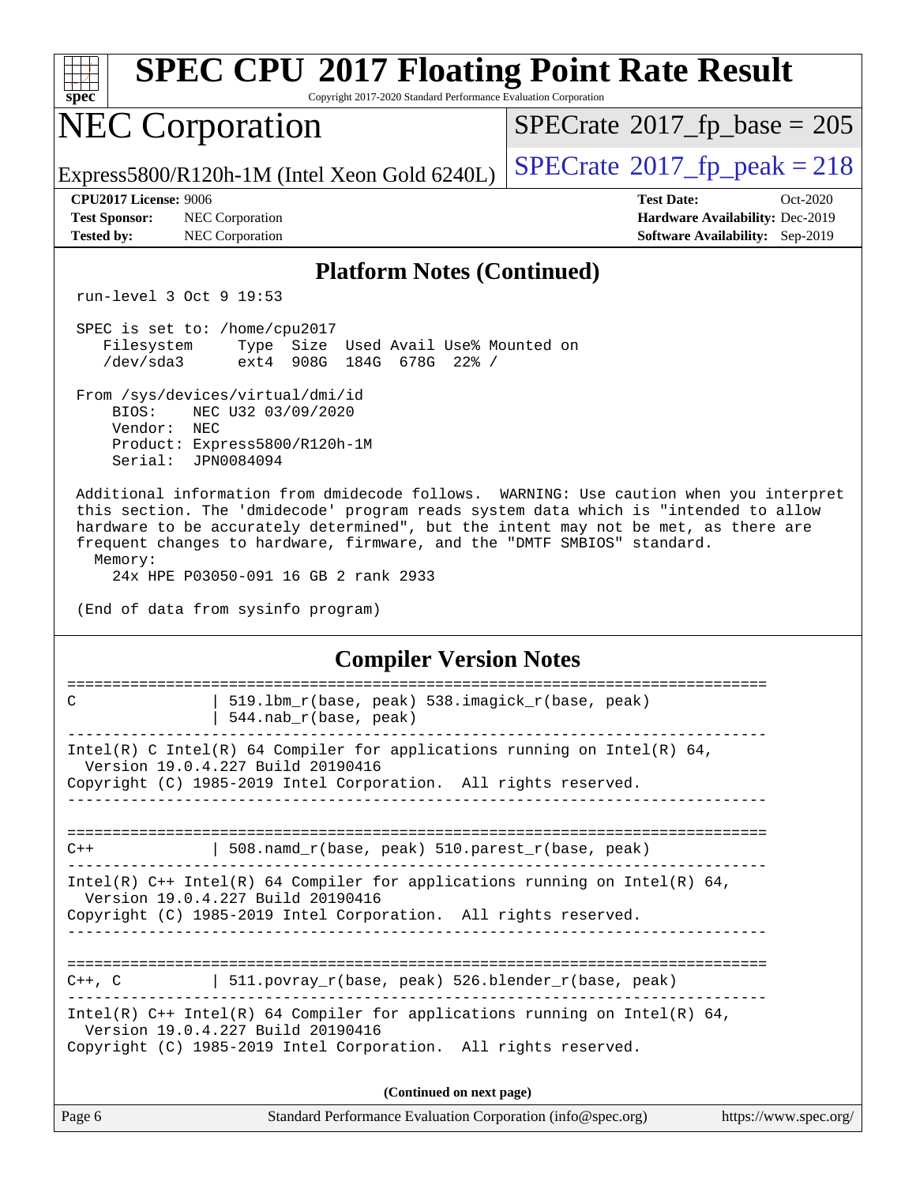## Platform Notes (Continued)

```
run-level 3 Oct 9 19:53

SPEC is set to: /home/cpu2017
   Filesystem     Type  Size  Used Avail Use% Mounted on
   /dev/sda3      ext4  908G  184G  678G  22% /

From /sys/devices/virtual/dmi/id
    BIOS:    NEC U32 03/09/2020
    Vendor:  NEC
    Product: Express5800/R120h-1M
    Serial:  JPN0084094

Additional information from dmidecode follows.  WARNING: Use caution when you interpret
this section. The 'dmidecode' program reads system data which is "intended to allow
hardware to be accurately determined", but the intent may not be met, as there are
frequent changes to hardware, firmware, and the "DMTF SMBIOS" standard.
  Memory:
    24x HPE P03050-091 16 GB 2 rank 2933

(End of data from sysinfo program)
```

## Compiler Version Notes

```
==============================================================================
C               | 519.lbm_r(base, peak) 538.imagick_r(base, peak)
                | 544.nab_r(base, peak)
------------------------------------------------------------------------------
Intel(R) C Intel(R) 64 Compiler for applications running on Intel(R) 64,
  Version 19.0.4.227 Build 20190416
Copyright (C) 1985-2019 Intel Corporation.  All rights reserved.
------------------------------------------------------------------------------

==============================================================================
C++             | 508.namd_r(base, peak) 510.parest_r(base, peak)
------------------------------------------------------------------------------
Intel(R) C++ Intel(R) 64 Compiler for applications running on Intel(R) 64,
  Version 19.0.4.227 Build 20190416
Copyright (C) 1985-2019 Intel Corporation.  All rights reserved.
------------------------------------------------------------------------------

==============================================================================
C++, C          | 511.povray_r(base, peak) 526.blender_r(base, peak)
------------------------------------------------------------------------------
Intel(R) C++ Intel(R) 64 Compiler for applications running on Intel(R) 64,
  Version 19.0.4.227 Build 20190416
Copyright (C) 1985-2019 Intel Corporation.  All rights reserved.
```

(Continued on next page)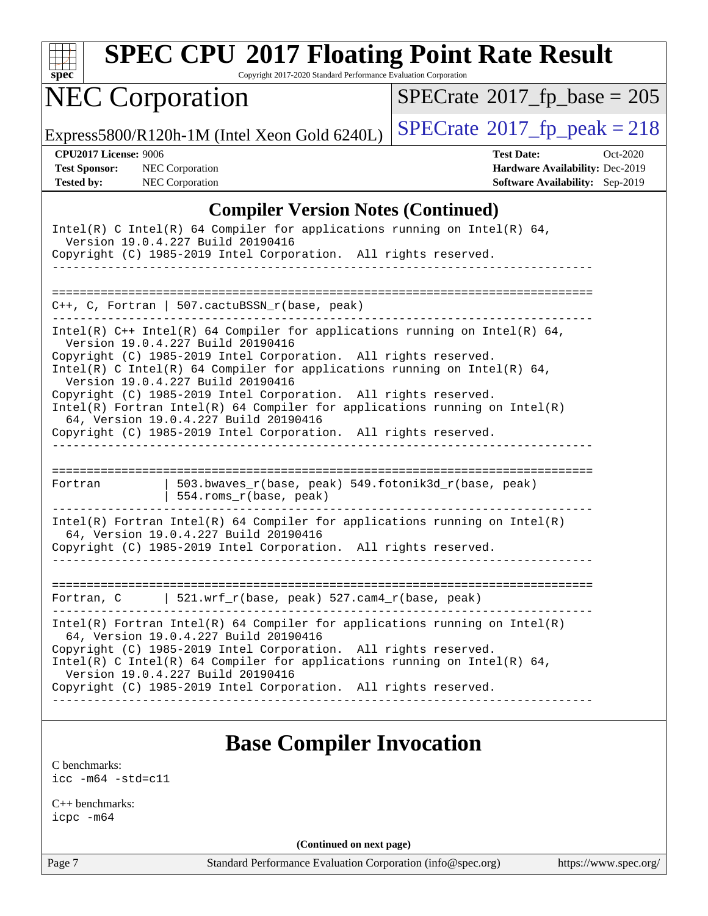## Compiler Version Notes (Continued)

```
Intel(R) C Intel(R) 64 Compiler for applications running on Intel(R) 64,
  Version 19.0.4.227 Build 20190416
Copyright (C) 1985-2019 Intel Corporation.  All rights reserved.
------------------------------------------------------------------------------

==============================================================================
C++, C, Fortran | 507.cactuBSSN_r(base, peak)
------------------------------------------------------------------------------
Intel(R) C++ Intel(R) 64 Compiler for applications running on Intel(R) 64,
  Version 19.0.4.227 Build 20190416
Copyright (C) 1985-2019 Intel Corporation.  All rights reserved.
Intel(R) C Intel(R) 64 Compiler for applications running on Intel(R) 64,
  Version 19.0.4.227 Build 20190416
Copyright (C) 1985-2019 Intel Corporation.  All rights reserved.
Intel(R) Fortran Intel(R) 64 Compiler for applications running on Intel(R)
  64, Version 19.0.4.227 Build 20190416
Copyright (C) 1985-2019 Intel Corporation.  All rights reserved.
------------------------------------------------------------------------------

==============================================================================
Fortran         | 503.bwaves_r(base, peak) 549.fotonik3d_r(base, peak)
                | 554.roms_r(base, peak)
------------------------------------------------------------------------------
Intel(R) Fortran Intel(R) 64 Compiler for applications running on Intel(R)
  64, Version 19.0.4.227 Build 20190416
Copyright (C) 1985-2019 Intel Corporation.  All rights reserved.
------------------------------------------------------------------------------

==============================================================================
Fortran, C      | 521.wrf_r(base, peak) 527.cam4_r(base, peak)
------------------------------------------------------------------------------
Intel(R) Fortran Intel(R) 64 Compiler for applications running on Intel(R)
  64, Version 19.0.4.227 Build 20190416
Copyright (C) 1985-2019 Intel Corporation.  All rights reserved.
Intel(R) C Intel(R) 64 Compiler for applications running on Intel(R) 64,
  Version 19.0.4.227 Build 20190416
Copyright (C) 1985-2019 Intel Corporation.  All rights reserved.
------------------------------------------------------------------------------
```

## Base Compiler Invocation

C benchmarks:
`icc -m64 -std=c11`

C++ benchmarks:
`icpc -m64`

(Continued on next page)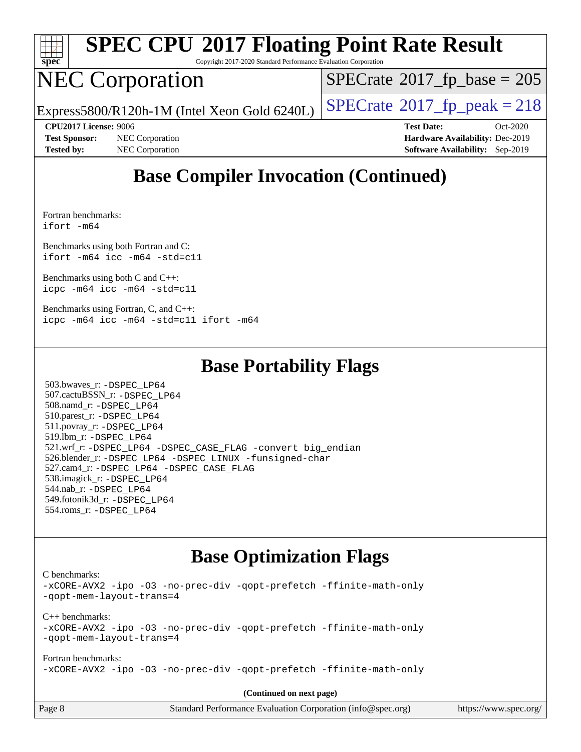# SPEC CPU 2017 Floating Point Rate Result

Copyright 2017-2020 Standard Performance Evaluation Corporation

# NEC Corporation

Express5800/R120h-1M (Intel Xeon Gold 6240L)

SPECrate 2017_fp_base = 205

SPECrate 2017_fp_peak = 218

**CPU2017 License:** 9006
**Test Sponsor:** NEC Corporation
**Tested by:** NEC Corporation

**Test Date:** Oct-2020
**Hardware Availability:** Dec-2019
**Software Availability:** Sep-2019

## Base Compiler Invocation (Continued)

Fortran benchmarks:
```
ifort -m64
```

Benchmarks using both Fortran and C:
```
ifort -m64 icc -m64 -std=c11
```

Benchmarks using both C and C++:
```
icpc -m64 icc -m64 -std=c11
```

Benchmarks using Fortran, C, and C++:
```
icpc -m64 icc -m64 -std=c11 ifort -m64
```

## Base Portability Flags

503.bwaves_r: -DSPEC_LP64
507.cactuBSSN_r: -DSPEC_LP64
508.namd_r: -DSPEC_LP64
510.parest_r: -DSPEC_LP64
511.povray_r: -DSPEC_LP64
519.lbm_r: -DSPEC_LP64
521.wrf_r: -DSPEC_LP64 -DSPEC_CASE_FLAG -convert big_endian
526.blender_r: -DSPEC_LP64 -DSPEC_LINUX -funsigned-char
527.cam4_r: -DSPEC_LP64 -DSPEC_CASE_FLAG
538.imagick_r: -DSPEC_LP64
544.nab_r: -DSPEC_LP64
549.fotonik3d_r: -DSPEC_LP64
554.roms_r: -DSPEC_LP64

## Base Optimization Flags

C benchmarks:
```
-xCORE-AVX2 -ipo -O3 -no-prec-div -qopt-prefetch -ffinite-math-only
-qopt-mem-layout-trans=4
```

C++ benchmarks:
```
-xCORE-AVX2 -ipo -O3 -no-prec-div -qopt-prefetch -ffinite-math-only
-qopt-mem-layout-trans=4
```

Fortran benchmarks:
```
-xCORE-AVX2 -ipo -O3 -no-prec-div -qopt-prefetch -ffinite-math-only
```

**(Continued on next page)**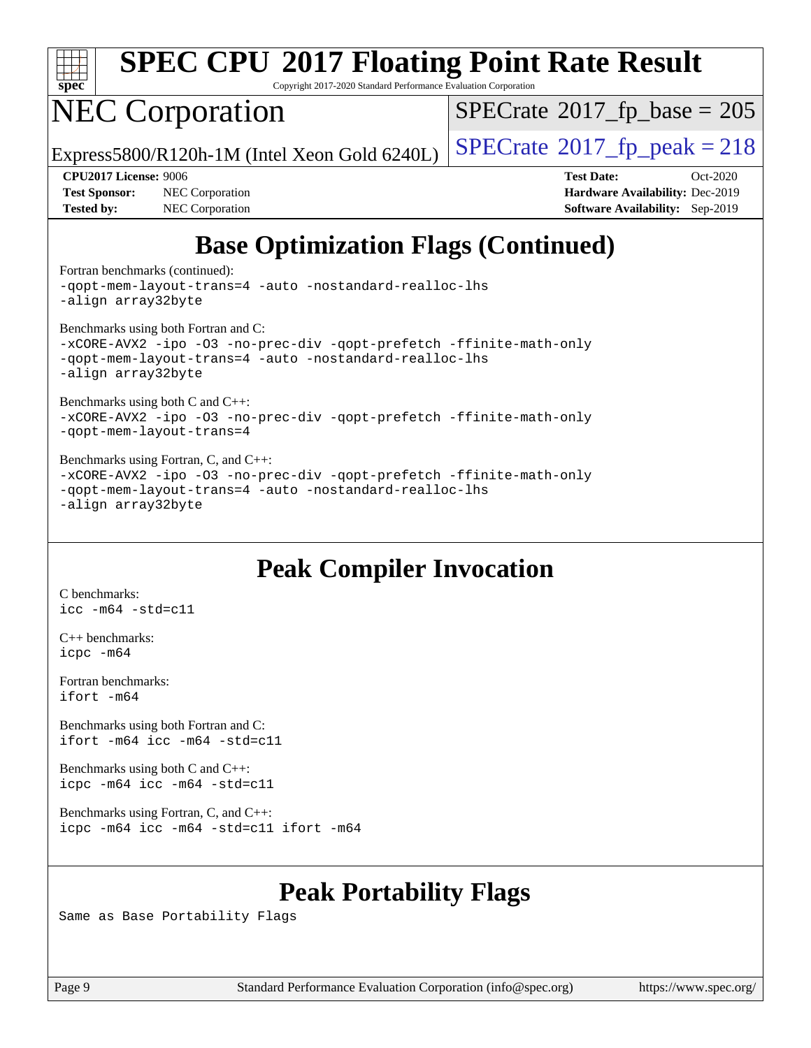# Base Optimization Flags (Continued)

Fortran benchmarks (continued):
```
-qopt-mem-layout-trans=4 -auto -nostandard-realloc-lhs
-align array32byte
```

Benchmarks using both Fortran and C:
```
-xCORE-AVX2 -ipo -O3 -no-prec-div -qopt-prefetch -ffinite-math-only
-qopt-mem-layout-trans=4 -auto -nostandard-realloc-lhs
-align array32byte
```

Benchmarks using both C and C++:
```
-xCORE-AVX2 -ipo -O3 -no-prec-div -qopt-prefetch -ffinite-math-only
-qopt-mem-layout-trans=4
```

Benchmarks using Fortran, C, and C++:
```
-xCORE-AVX2 -ipo -O3 -no-prec-div -qopt-prefetch -ffinite-math-only
-qopt-mem-layout-trans=4 -auto -nostandard-realloc-lhs
-align array32byte
```

# Peak Compiler Invocation

C benchmarks:
```
icc -m64 -std=c11
```

C++ benchmarks:
```
icpc -m64
```

Fortran benchmarks:
```
ifort -m64
```

Benchmarks using both Fortran and C:
```
ifort -m64 icc -m64 -std=c11
```

Benchmarks using both C and C++:
```
icpc -m64 icc -m64 -std=c11
```

Benchmarks using Fortran, C, and C++:
```
icpc -m64 icc -m64 -std=c11 ifort -m64
```

# Peak Portability Flags

Same as Base Portability Flags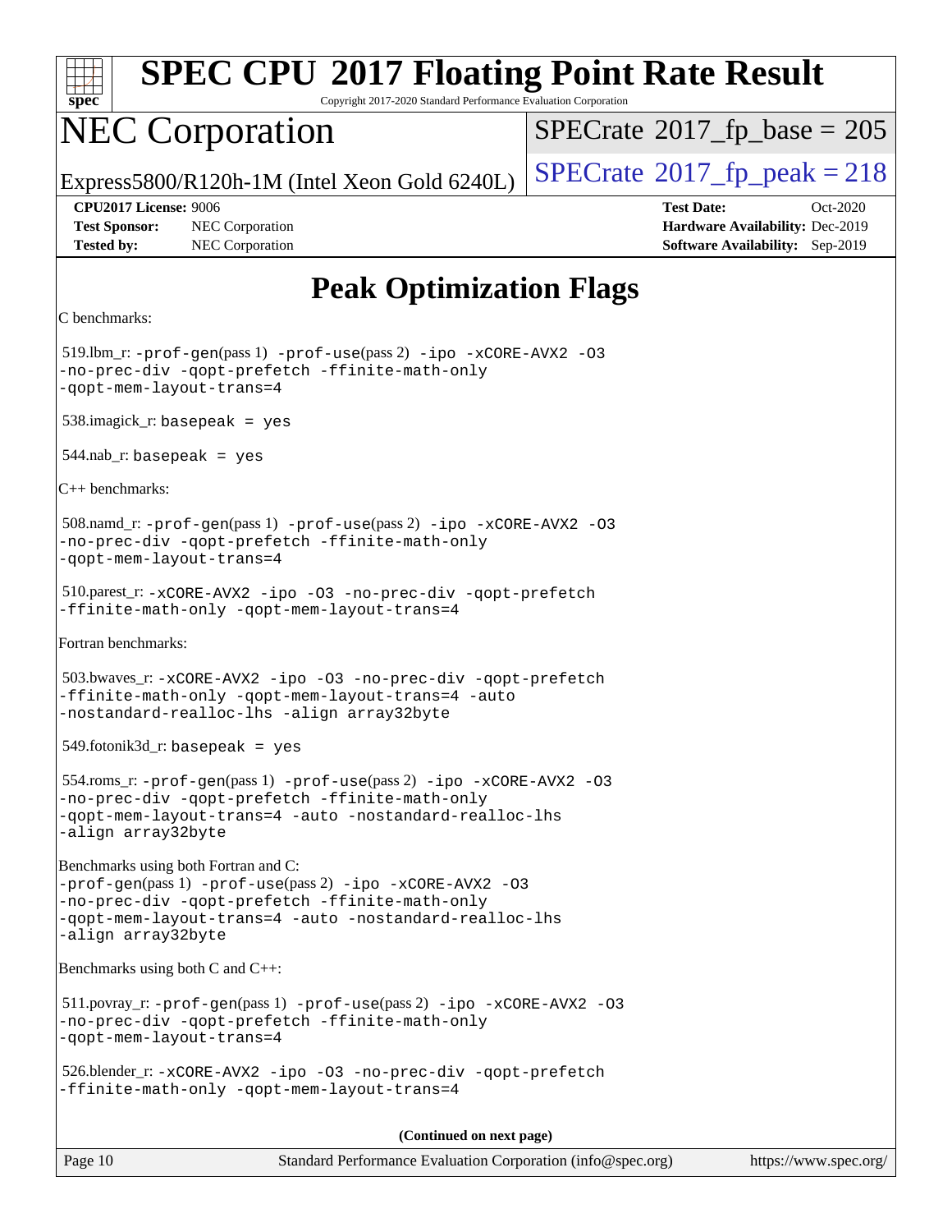# Peak Optimization Flags

C benchmarks:

519.lbm_r: -prof-gen(pass 1) -prof-use(pass 2) -ipo -xCORE-AVX2 -O3 -no-prec-div -qopt-prefetch -ffinite-math-only -qopt-mem-layout-trans=4

538.imagick_r: basepeak = yes

544.nab_r: basepeak = yes

C++ benchmarks:

508.namd_r: -prof-gen(pass 1) -prof-use(pass 2) -ipo -xCORE-AVX2 -O3 -no-prec-div -qopt-prefetch -ffinite-math-only -qopt-mem-layout-trans=4

510.parest_r: -xCORE-AVX2 -ipo -O3 -no-prec-div -qopt-prefetch -ffinite-math-only -qopt-mem-layout-trans=4

Fortran benchmarks:

503.bwaves_r: -xCORE-AVX2 -ipo -O3 -no-prec-div -qopt-prefetch -ffinite-math-only -qopt-mem-layout-trans=4 -auto -nostandard-realloc-lhs -align array32byte

549.fotonik3d_r: basepeak = yes

554.roms_r: -prof-gen(pass 1) -prof-use(pass 2) -ipo -xCORE-AVX2 -O3 -no-prec-div -qopt-prefetch -ffinite-math-only -qopt-mem-layout-trans=4 -auto -nostandard-realloc-lhs -align array32byte

Benchmarks using both Fortran and C:

-prof-gen(pass 1) -prof-use(pass 2) -ipo -xCORE-AVX2 -O3 -no-prec-div -qopt-prefetch -ffinite-math-only -qopt-mem-layout-trans=4 -auto -nostandard-realloc-lhs -align array32byte

Benchmarks using both C and C++:

511.povray_r: -prof-gen(pass 1) -prof-use(pass 2) -ipo -xCORE-AVX2 -O3 -no-prec-div -qopt-prefetch -ffinite-math-only -qopt-mem-layout-trans=4

526.blender_r: -xCORE-AVX2 -ipo -O3 -no-prec-div -qopt-prefetch -ffinite-math-only -qopt-mem-layout-trans=4

(Continued on next page)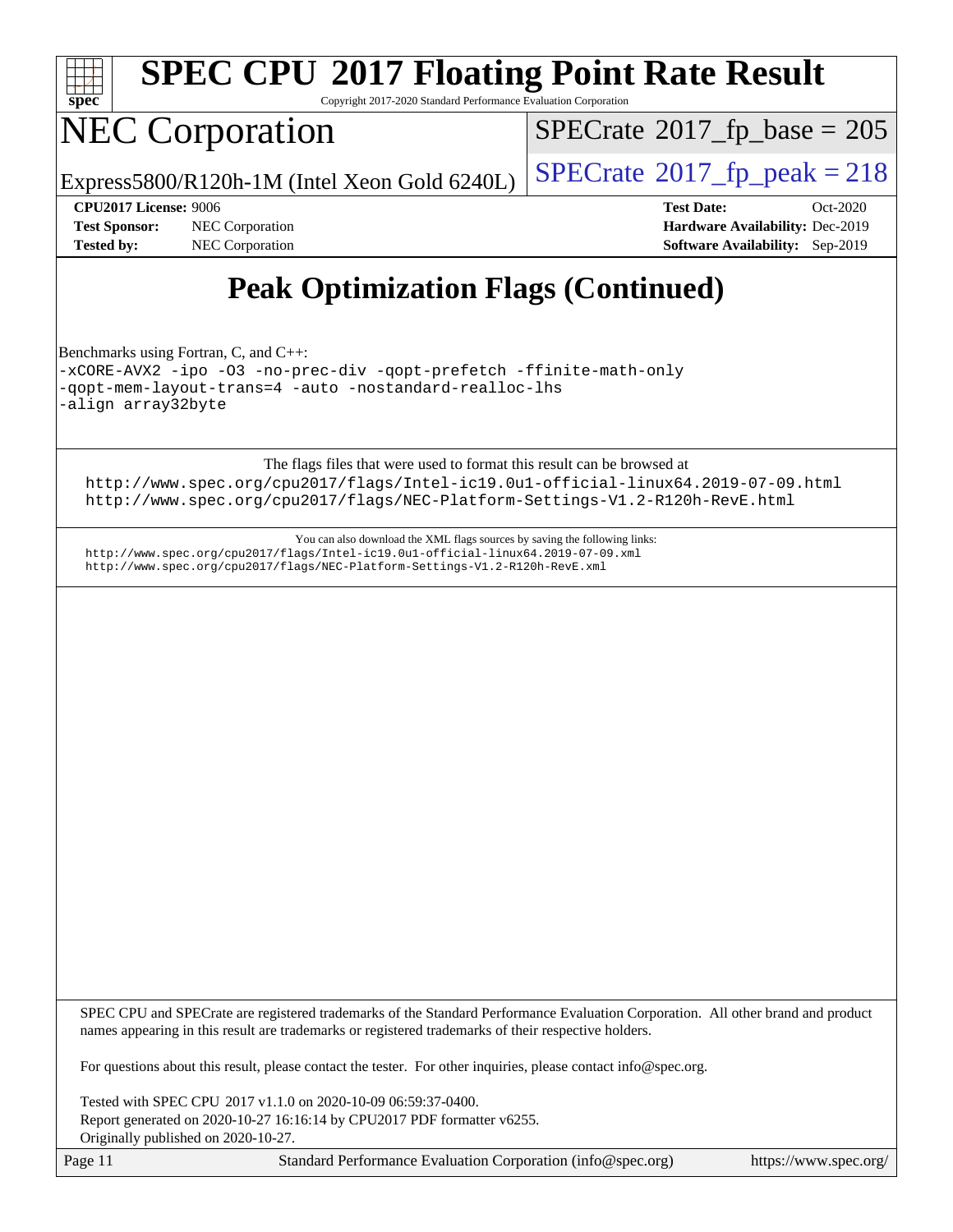# SPEC CPU 2017 Floating Point Rate Result

Copyright 2017-2020 Standard Performance Evaluation Corporation

# NEC Corporation

Express5800/R120h-1M (Intel Xeon Gold 6240L)

SPECrate 2017_fp_base = 205

SPECrate 2017_fp_peak = 218

**CPU2017 License:** 9006
**Test Sponsor:** NEC Corporation
**Tested by:** NEC Corporation

**Test Date:** Oct-2020
**Hardware Availability:** Dec-2019
**Software Availability:** Sep-2019

## Peak Optimization Flags (Continued)

Benchmarks using Fortran, C, and C++:

```
-xCORE-AVX2 -ipo -O3 -no-prec-div -qopt-prefetch -ffinite-math-only
-qopt-mem-layout-trans=4 -auto -nostandard-realloc-lhs
-align array32byte
```

The flags files that were used to format this result can be browsed at

http://www.spec.org/cpu2017/flags/Intel-ic19.0u1-official-linux64.2019-07-09.html
http://www.spec.org/cpu2017/flags/NEC-Platform-Settings-V1.2-R120h-RevE.html

You can also download the XML flags sources by saving the following links:

http://www.spec.org/cpu2017/flags/Intel-ic19.0u1-official-linux64.2019-07-09.xml
http://www.spec.org/cpu2017/flags/NEC-Platform-Settings-V1.2-R120h-RevE.xml

SPEC CPU and SPECrate are registered trademarks of the Standard Performance Evaluation Corporation. All other brand and product names appearing in this result are trademarks or registered trademarks of their respective holders.

For questions about this result, please contact the tester. For other inquiries, please contact info@spec.org.

Tested with SPEC CPU 2017 v1.1.0 on 2020-10-09 06:59:37-0400.
Report generated on 2020-10-27 16:16:14 by CPU2017 PDF formatter v6255.
Originally published on 2020-10-27.